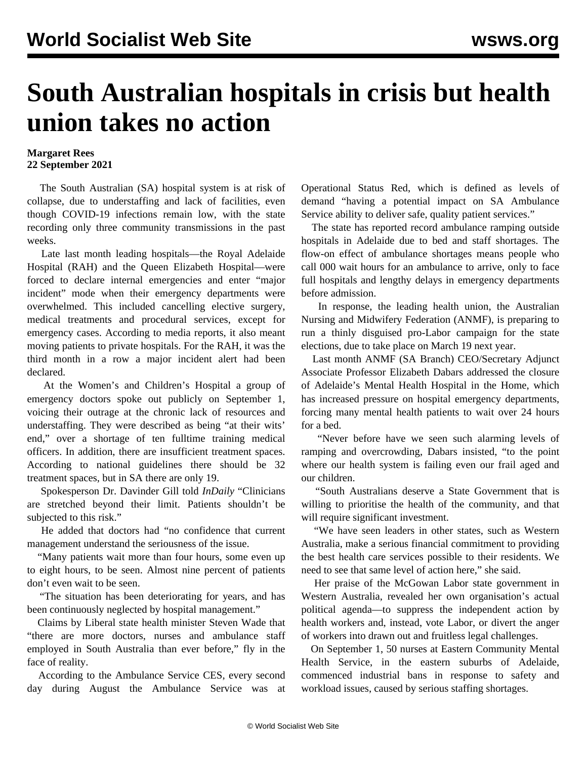# South Australian hospitals in crisis but health union takes no action

**Margaret Rees**
**22 September 2021**

The South Australian (SA) hospital system is at risk of collapse, due to understaffing and lack of facilities, even though COVID-19 infections remain low, with the state recording only three community transmissions in the past weeks.

Late last month leading hospitals—the Royal Adelaide Hospital (RAH) and the Queen Elizabeth Hospital—were forced to declare internal emergencies and enter "major incident" mode when their emergency departments were overwhelmed. This included cancelling elective surgery, medical treatments and procedural services, except for emergency cases. According to media reports, it also meant moving patients to private hospitals. For the RAH, it was the third month in a row a major incident alert had been declared.

At the Women's and Children's Hospital a group of emergency doctors spoke out publicly on September 1, voicing their outrage at the chronic lack of resources and understaffing. They were described as being "at their wits' end," over a shortage of ten fulltime training medical officers. In addition, there are insufficient treatment spaces. According to national guidelines there should be 32 treatment spaces, but in SA there are only 19.

Spokesperson Dr. Davinder Gill told *InDaily* "Clinicians are stretched beyond their limit. Patients shouldn't be subjected to this risk."

He added that doctors had "no confidence that current management understand the seriousness of the issue.

"Many patients wait more than four hours, some even up to eight hours, to be seen. Almost nine percent of patients don't even wait to be seen.

"The situation has been deteriorating for years, and has been continuously neglected by hospital management."

Claims by Liberal state health minister Steven Wade that "there are more doctors, nurses and ambulance staff employed in South Australia than ever before," fly in the face of reality.

According to the Ambulance Service CES, every second day during August the Ambulance Service was at Operational Status Red, which is defined as levels of demand "having a potential impact on SA Ambulance Service ability to deliver safe, quality patient services."

The state has reported record ambulance ramping outside hospitals in Adelaide due to bed and staff shortages. The flow-on effect of ambulance shortages means people who call 000 wait hours for an ambulance to arrive, only to face full hospitals and lengthy delays in emergency departments before admission.

In response, the leading health union, the Australian Nursing and Midwifery Federation (ANMF), is preparing to run a thinly disguised pro-Labor campaign for the state elections, due to take place on March 19 next year.

Last month ANMF (SA Branch) CEO/Secretary Adjunct Associate Professor Elizabeth Dabars addressed the closure of Adelaide's Mental Health Hospital in the Home, which has increased pressure on hospital emergency departments, forcing many mental health patients to wait over 24 hours for a bed.

"Never before have we seen such alarming levels of ramping and overcrowding, Dabars insisted, "to the point where our health system is failing even our frail aged and our children.

"South Australians deserve a State Government that is willing to prioritise the health of the community, and that will require significant investment.

"We have seen leaders in other states, such as Western Australia, make a serious financial commitment to providing the best health care services possible to their residents. We need to see that same level of action here," she said.

Her praise of the McGowan Labor state government in Western Australia, revealed her own organisation's actual political agenda—to suppress the independent action by health workers and, instead, vote Labor, or divert the anger of workers into drawn out and fruitless legal challenges.

On September 1, 50 nurses at Eastern Community Mental Health Service, in the eastern suburbs of Adelaide, commenced industrial bans in response to safety and workload issues, caused by serious staffing shortages.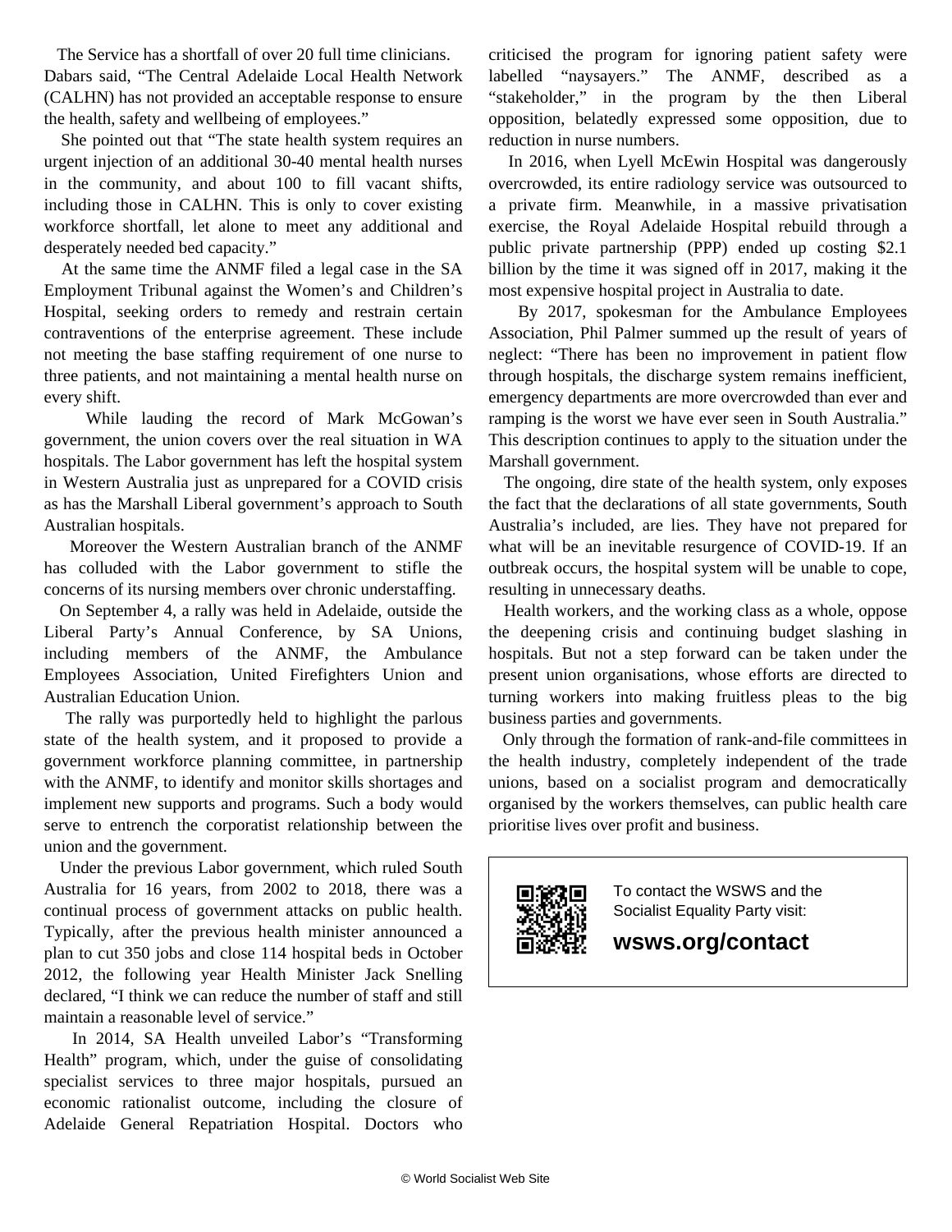The Service has a shortfall of over 20 full time clinicians. Dabars said, "The Central Adelaide Local Health Network (CALHN) has not provided an acceptable response to ensure the health, safety and wellbeing of employees."

She pointed out that "The state health system requires an urgent injection of an additional 30-40 mental health nurses in the community, and about 100 to fill vacant shifts, including those in CALHN. This is only to cover existing workforce shortfall, let alone to meet any additional and desperately needed bed capacity."

At the same time the ANMF filed a legal case in the SA Employment Tribunal against the Women's and Children's Hospital, seeking orders to remedy and restrain certain contraventions of the enterprise agreement. These include not meeting the base staffing requirement of one nurse to three patients, and not maintaining a mental health nurse on every shift.

While lauding the record of Mark McGowan's government, the union covers over the real situation in WA hospitals. The Labor government has left the hospital system in Western Australia just as unprepared for a COVID crisis as has the Marshall Liberal government's approach to South Australian hospitals.

Moreover the Western Australian branch of the ANMF has colluded with the Labor government to stifle the concerns of its nursing members over chronic understaffing.

On September 4, a rally was held in Adelaide, outside the Liberal Party's Annual Conference, by SA Unions, including members of the ANMF, the Ambulance Employees Association, United Firefighters Union and Australian Education Union.

The rally was purportedly held to highlight the parlous state of the health system, and it proposed to provide a government workforce planning committee, in partnership with the ANMF, to identify and monitor skills shortages and implement new supports and programs. Such a body would serve to entrench the corporatist relationship between the union and the government.

Under the previous Labor government, which ruled South Australia for 16 years, from 2002 to 2018, there was a continual process of government attacks on public health. Typically, after the previous health minister announced a plan to cut 350 jobs and close 114 hospital beds in October 2012, the following year Health Minister Jack Snelling declared, "I think we can reduce the number of staff and still maintain a reasonable level of service."

In 2014, SA Health unveiled Labor's "Transforming Health" program, which, under the guise of consolidating specialist services to three major hospitals, pursued an economic rationalist outcome, including the closure of Adelaide General Repatriation Hospital. Doctors who criticised the program for ignoring patient safety were labelled "naysayers." The ANMF, described as a "stakeholder," in the program by the then Liberal opposition, belatedly expressed some opposition, due to reduction in nurse numbers.

In 2016, when Lyell McEwin Hospital was dangerously overcrowded, its entire radiology service was outsourced to a private firm. Meanwhile, in a massive privatisation exercise, the Royal Adelaide Hospital rebuild through a public private partnership (PPP) ended up costing $2.1 billion by the time it was signed off in 2017, making it the most expensive hospital project in Australia to date.

By 2017, spokesman for the Ambulance Employees Association, Phil Palmer summed up the result of years of neglect: "There has been no improvement in patient flow through hospitals, the discharge system remains inefficient, emergency departments are more overcrowded than ever and ramping is the worst we have ever seen in South Australia." This description continues to apply to the situation under the Marshall government.

The ongoing, dire state of the health system, only exposes the fact that the declarations of all state governments, South Australia's included, are lies. They have not prepared for what will be an inevitable resurgence of COVID-19. If an outbreak occurs, the hospital system will be unable to cope, resulting in unnecessary deaths.

Health workers, and the working class as a whole, oppose the deepening crisis and continuing budget slashing in hospitals. But not a step forward can be taken under the present union organisations, whose efforts are directed to turning workers into making fruitless pleas to the big business parties and governments.

Only through the formation of rank-and-file committees in the health industry, completely independent of the trade unions, based on a socialist program and democratically organised by the workers themselves, can public health care prioritise lives over profit and business.

To contact the WSWS and the Socialist Equality Party visit:

**wsws.org/contact**